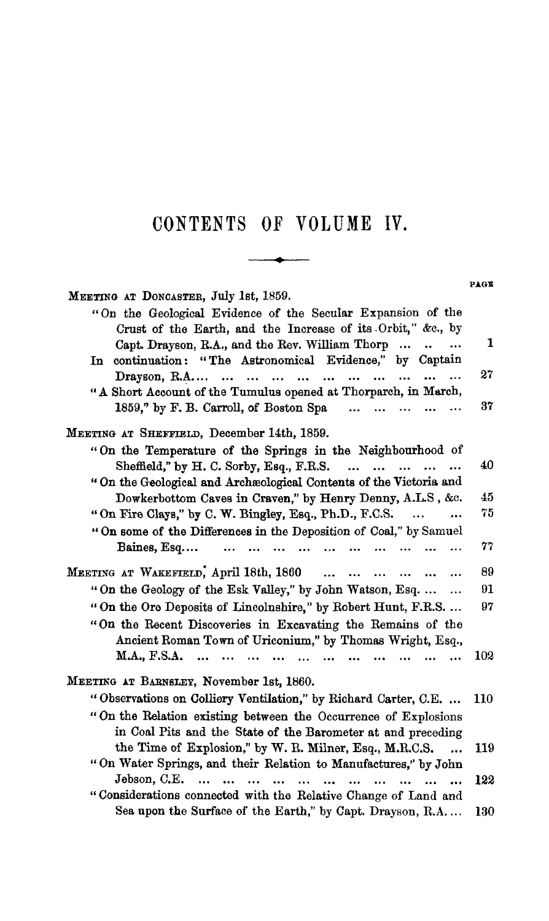# CONTENTS OF VOLUME IV.

PAGE

**MEETING AT DONCASTER, July 1st, 1859.**

- "On the Geological Evidence of the Secular Expansion of the Crust of the Earth, and the Increase of its Orbit," &c., by Capt. Drayson, R.A., and the Rev. William Thorp ... .. ... 1
- In continuation: "The Astronomical Evidence," by Captain Drayson, R.A.... ... ... ... ... ... ... ... ... ... ... 27
- "A Short Account of the Tumulus opened at Thorparch, in March, 1859," by F. B. Carroll, of Boston Spa ... ... ... ... ... 37

**MEETING AT SHEFFIELD, December 14th, 1859.**

- "On the Temperature of the Springs in the Neighbourhood of Sheffield," by H. C. Sorby, Esq., F.R.S. ... ... ... ... ... 40
- "On the Geological and Archæological Contents of the Victoria and Dowkerbottom Caves in Craven," by Henry Denny, A.L.S., &c. 45
- "On Fire Clays," by C. W. Bingley, Esq., Ph.D., F.C.S. ... ... 75
- "On some of the Differences in the Deposition of Coal," by Samuel Baines, Esq.... ... ... ... ... ... ... ... ... ... ... 77

**MEETING AT WAKEFIELD, April 18th, 1860** ... ... ... ... ... ... 89

- "On the Geology of the Esk Valley," by John Watson, Esq. ... ... 91
- "On the Ore Deposits of Lincolnshire," by Robert Hunt, F.R.S. ... 97
- "On the Recent Discoveries in Excavating the Remains of the Ancient Roman Town of Uriconium," by Thomas Wright, Esq., M.A., F.S.A. ... ... ... ... ... ... ... ... ... ... ... 102

**MEETING AT BARNSLEY, November 1st, 1860.**

- "Observations on Colliery Ventilation," by Richard Carter, C.E. ... 110
- "On the Relation existing between the Occurrence of Explosions in Coal Pits and the State of the Barometer at and preceding the Time of Explosion," by W. R. Milner, Esq., M.R.C.S. ... 119
- "On Water Springs, and their Relation to Manufactures," by John Jebson, C.E. ... ... ... ... ... ... ... ... ... ... ... 122
- "Considerations connected with the Relative Change of Land and Sea upon the Surface of the Earth," by Capt. Drayson, R.A.... 130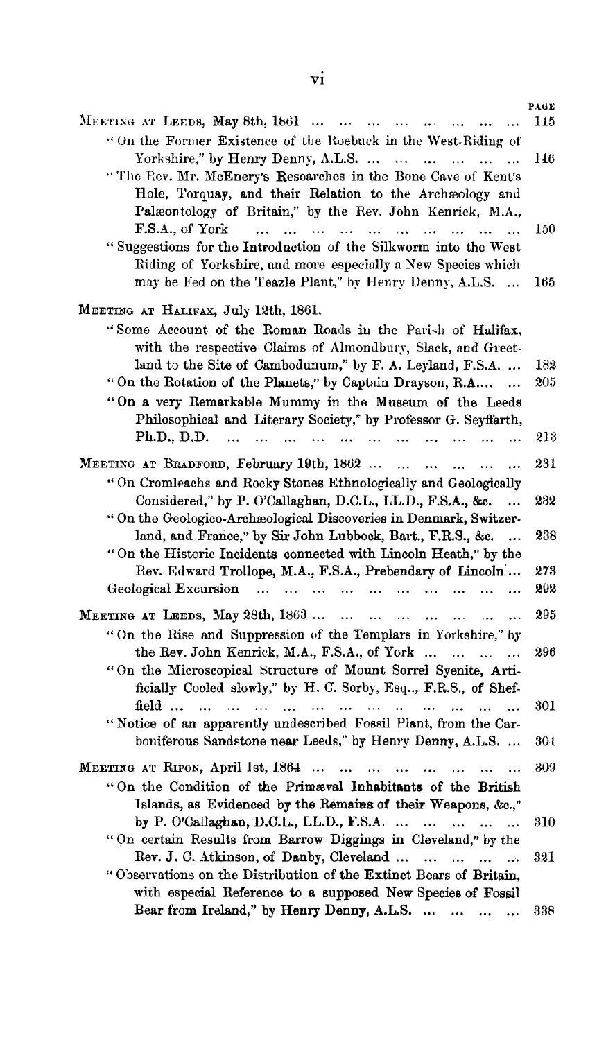| | PAGE |
|---|---|
| MEETING AT LEEDS, May 8th, 1861 ... ... ... ... ... ... ... | 145 |
| "On the Former Existence of the Roebuck in the West-Riding of Yorkshire," by Henry Denny, A.L.S. ... ... ... ... ... | 146 |
| "The Rev. Mr. McEnery's Researches in the Bone Cave of Kent's Hole, Torquay, and their Relation to the Archæology and Palæontology of Britain," by the Rev. John Kenrick, M.A., F.S.A., of York ... ... ... ... ... ... ... ... ... ... | 150 |
| "Suggestions for the Introduction of the Silkworm into the West Riding of Yorkshire, and more especially a New Species which may be Fed on the Teazle Plant," by Henry Denny, A.L.S. ... | 165 |
| MEETING AT HALIFAX, July 12th, 1861. | |
| "Some Account of the Roman Roads in the Parish of Halifax, with the respective Claims of Almondbury, Slack, and Greetland to the Site of Cambodunum," by F. A. Leyland, F.S.A. ... | 182 |
| "On the Rotation of the Planets," by Captain Drayson, R.A.... ... | 205 |
| "On a very Remarkable Mummy in the Museum of the Leeds Philosophical and Literary Society," by Professor G. Seyffarth, Ph.D., D.D. ... ... ... ... ... ... ... ... ... ... ... | 213 |
| MEETING AT BRADFORD, February 19th, 1862 ... ... ... ... ... | 231 |
| "On Cromleachs and Rocky Stones Ethnologically and Geologically Considered," by P. O'Callaghan, D.C.L., LL.D., F.S.A., &c. ... | 232 |
| "On the Geologico-Archæological Discoveries in Denmark, Switzerland, and France," by Sir John Lubbock, Bart., F.R.S., &c. ... | 238 |
| "On the Historic Incidents connected with Lincoln Heath," by the Rev. Edward Trollope, M.A., F.S.A., Prebendary of Lincoln ... | 273 |
| Geological Excursion ... ... ... ... ... ... ... ... ... ... | 292 |
| MEETING AT LEEDS, May 28th, 1863 ... ... ... ... ... ... ... | 295 |
| "On the Rise and Suppression of the Templars in Yorkshire," by the Rev. John Kenrick, M.A., F.S.A., of York ... ... ... ... | 296 |
| "On the Microscopical Structure of Mount Sorrel Syenite, Artificially Cooled slowly," by H. C. Sorby, Esq., F.R.S., of Sheffield ... ... ... ... ... ... ... ... ... ... ... ... | 301 |
| "Notice of an apparently undescribed Fossil Plant, from the Carboniferous Sandstone near Leeds," by Henry Denny, A.L.S. ... | 304 |
| MEETING AT RIPON, April 1st, 1864 ... ... ... ... ... ... ... | 309 |
| "On the Condition of the Primæval Inhabitants of the British Islands, as Evidenced by the Remains of their Weapons, &c.," by P. O'Callaghan, D.C.L., LL.D., F.S.A. ... ... ... ... ... | 310 |
| "On certain Results from Barrow Diggings in Cleveland," by the Rev. J. C. Atkinson, of Danby, Cleveland ... ... ... ... | 321 |
| "Observations on the Distribution of the Extinct Bears of Britain, with especial Reference to a supposed New Species of Fossil Bear from Ireland," by Henry Denny, A.L.S. ... ... ... ... | 338 |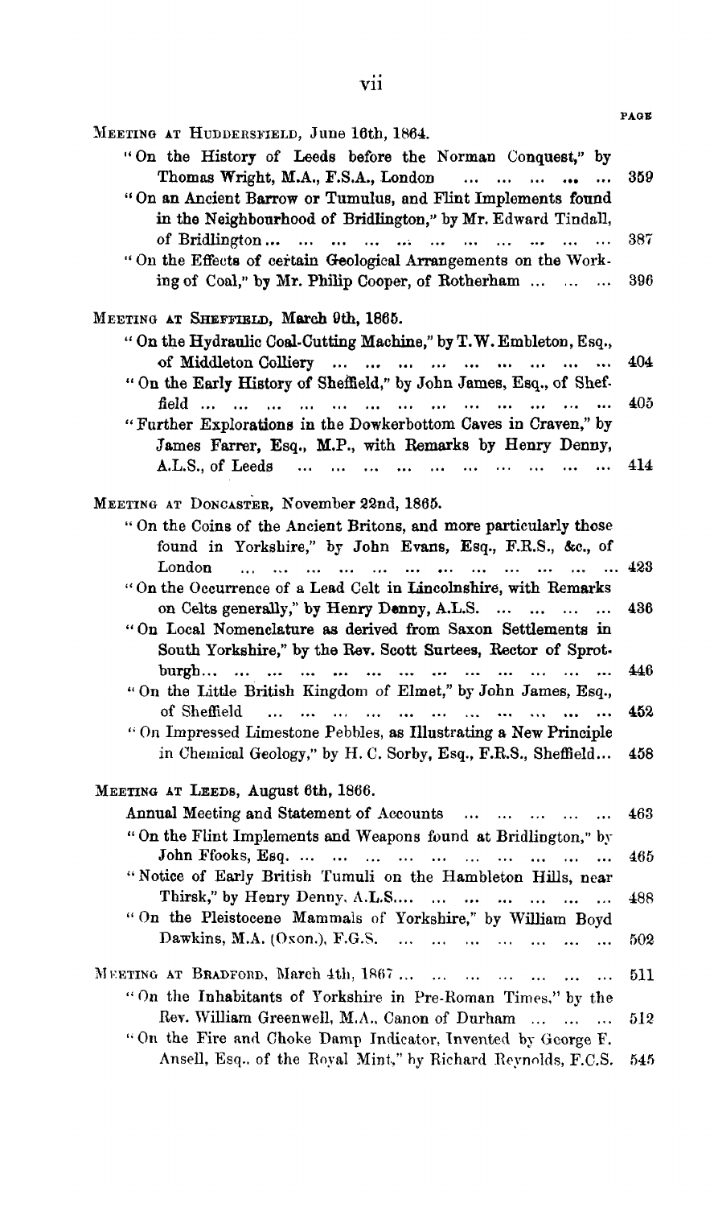| | PAGE |
|---|---|
| MEETING AT HUDDERSFIELD, June 16th, 1864. | |
| "On the History of Leeds before the Norman Conquest," by Thomas Wright, M.A., F.S.A., London | 359 |
| "On an Ancient Barrow or Tumulus, and Flint Implements found in the Neighbourhood of Bridlington," by Mr. Edward Tindall, of Bridlington | 387 |
| "On the Effects of certain Geological Arrangements on the Working of Coal," by Mr. Philip Cooper, of Rotherham | 396 |
| MEETING AT SHEFFIELD, March 9th, 1865. | |
| "On the Hydraulic Coal-Cutting Machine," by T. W. Embleton, Esq., of Middleton Colliery | 404 |
| "On the Early History of Sheffield," by John James, Esq., of Sheffield | 405 |
| "Further Explorations in the Dowkerbottom Caves in Craven," by James Farrer, Esq., M.P., with Remarks by Henry Denny, A.L.S., of Leeds | 414 |
| MEETING AT DONCASTER, November 22nd, 1865. | |
| "On the Coins of the Ancient Britons, and more particularly those found in Yorkshire," by John Evans, Esq., F.R.S., &c., of London | 423 |
| "On the Occurrence of a Lead Celt in Lincolnshire, with Remarks on Celts generally," by Henry Denny, A.L.S. | 436 |
| "On Local Nomenclature as derived from Saxon Settlements in South Yorkshire," by the Rev. Scott Surtees, Rector of Sprotburgh | 446 |
| "On the Little British Kingdom of Elmet," by John James, Esq., of Sheffield | 452 |
| "On Impressed Limestone Pebbles, as Illustrating a New Principle in Chemical Geology," by H. C. Sorby, Esq., F.R.S., Sheffield | 458 |
| MEETING AT LEEDS, August 6th, 1866. | |
| Annual Meeting and Statement of Accounts | 463 |
| "On the Flint Implements and Weapons found at Bridlington," by John Ffooks, Esq. | 465 |
| "Notice of Early British Tumuli on the Hambleton Hills, near Thirsk," by Henry Denny, A.L.S. | 488 |
| "On the Pleistocene Mammals of Yorkshire," by William Boyd Dawkins, M.A. (Oxon.), F.G.S. | 502 |
| MEETING AT BRADFORD, March 4th, 1867 | 511 |
| "On the Inhabitants of Yorkshire in Pre-Roman Times," by the Rev. William Greenwell, M.A., Canon of Durham | 512 |
| "On the Fire and Choke Damp Indicator, Invented by George F. Ansell, Esq., of the Royal Mint," by Richard Reynolds, F.C.S. | 545 |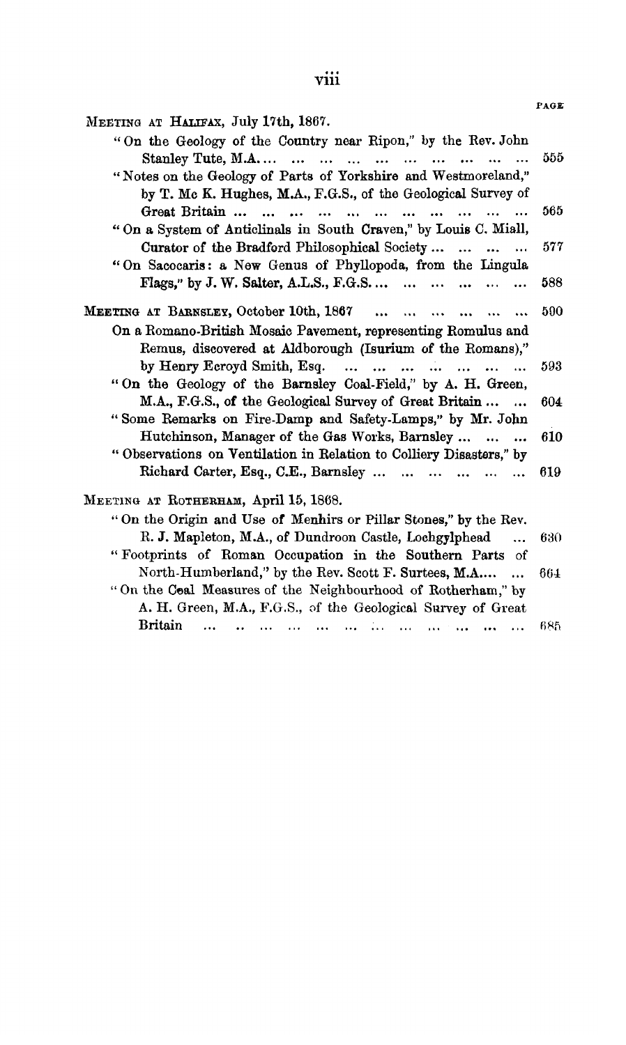| | PAGE |
|---|---|
| MEETING AT HALIFAX, July 17th, 1867. | |
| "On the Geology of the Country near Ripon," by the Rev. John Stanley Tute, M.A.... | 555 |
| "Notes on the Geology of Parts of Yorkshire and Westmoreland," by T. Mc K. Hughes, M.A., F.G.S., of the Geological Survey of Great Britain ... | 565 |
| "On a System of Anticlinals in South Craven," by Louis C. Miall, Curator of the Bradford Philosophical Society ... | 577 |
| "On Sacocaris: a New Genus of Phyllopoda, from the Lingula Flags," by J. W. Salter, A.L.S., F.G.S.... | 588 |
| MEETING AT BARNSLEY, October 10th, 1867 ... | 590 |
| On a Romano-British Mosaic Pavement, representing Romulus and Remus, discovered at Aldborough (Isurium of the Romans)," by Henry Ecroyd Smith, Esq. ... | 593 |
| "On the Geology of the Barnsley Coal-Field," by A. H. Green, M.A., F.G.S., of the Geological Survey of Great Britain ... | 604 |
| "Some Remarks on Fire-Damp and Safety-Lamps," by Mr. John Hutchinson, Manager of the Gas Works, Barnsley ... | 610 |
| "Observations on Ventilation in Relation to Colliery Disasters," by Richard Carter, Esq., C.E., Barnsley ... | 619 |
| MEETING AT ROTHERHAM, April 15, 1868. | |
| "On the Origin and Use of Menhirs or Pillar Stones," by the Rev. R. J. Mapleton, M.A., of Dundroon Castle, Lochgylphead ... | 630 |
| "Footprints of Roman Occupation in the Southern Parts of North-Humberland," by the Rev. Scott F. Surtees, M.A.... | 664 |
| "On the Coal Measures of the Neighbourhood of Rotherham," by A. H. Green, M.A., F.G.S., of the Geological Survey of Great Britain ... | 685 |